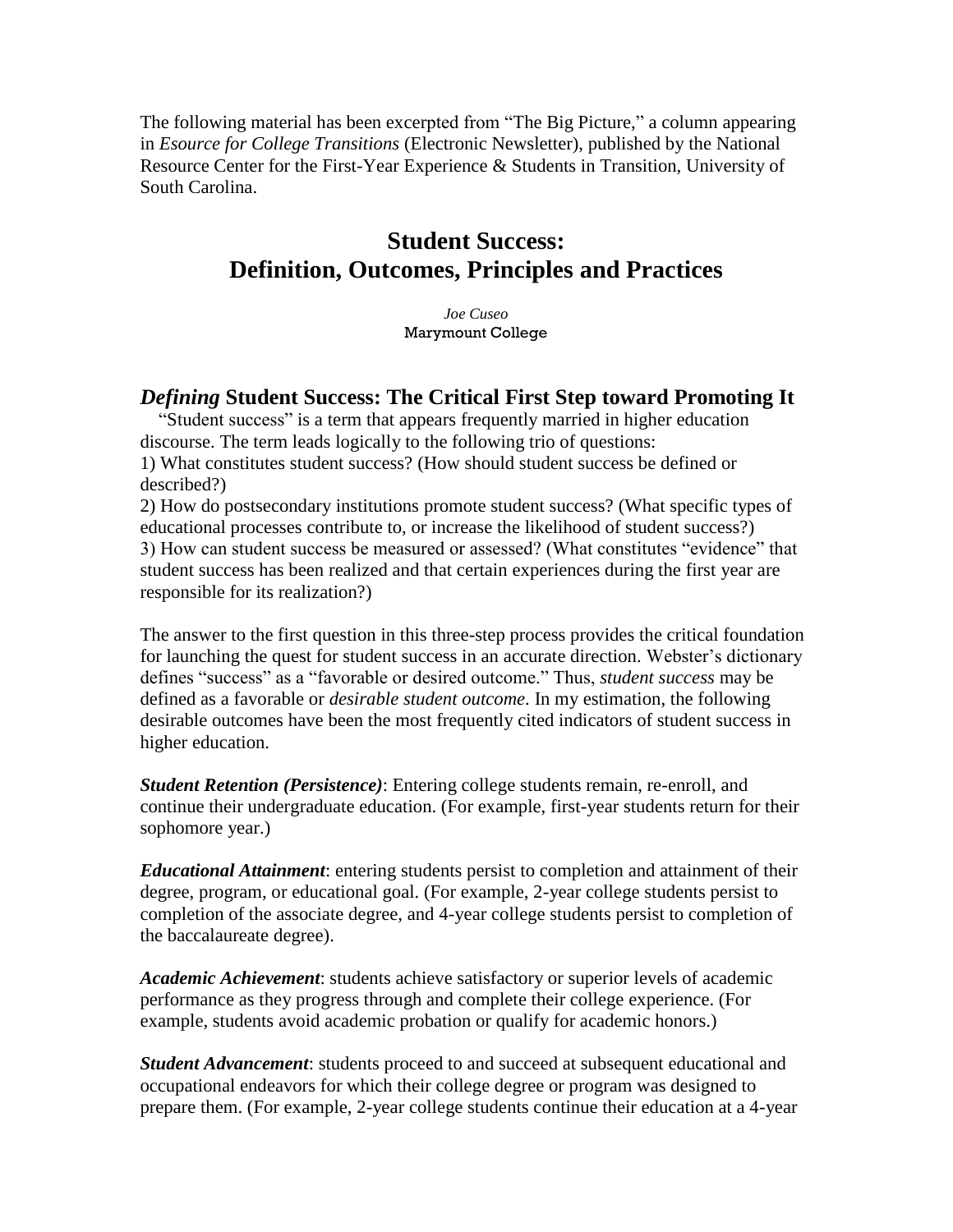The following material has been excerpted from "The Big Picture," a column appearing in *Esource for College Transitions* (Electronic Newsletter), published by the National Resource Center for the First-Year Experience & Students in Transition, University of South Carolina.

# Student Success: Definition, Outcomes, Principles and Practices

*Joe Cuseo*
Marymount College

## *Defining* Student Success: The Critical First Step toward Promoting It

"Student success" is a term that appears frequently married in higher education discourse. The term leads logically to the following trio of questions:

1) What constitutes student success? (How should student success be defined or described?)
2) How do postsecondary institutions promote student success? (What specific types of educational processes contribute to, or increase the likelihood of student success?)
3) How can student success be measured or assessed? (What constitutes "evidence" that student success has been realized and that certain experiences during the first year are responsible for its realization?)

The answer to the first question in this three-step process provides the critical foundation for launching the quest for student success in an accurate direction. Webster's dictionary defines "success" as a "favorable or desired outcome." Thus, *student success* may be defined as a favorable or *desirable student outcome*. In my estimation, the following desirable outcomes have been the most frequently cited indicators of student success in higher education.

***Student Retention (Persistence)***: Entering college students remain, re-enroll, and continue their undergraduate education. (For example, first-year students return for their sophomore year.)

***Educational Attainment***: entering students persist to completion and attainment of their degree, program, or educational goal. (For example, 2-year college students persist to completion of the associate degree, and 4-year college students persist to completion of the baccalaureate degree).

***Academic Achievement***: students achieve satisfactory or superior levels of academic performance as they progress through and complete their college experience. (For example, students avoid academic probation or qualify for academic honors.)

***Student Advancement***: students proceed to and succeed at subsequent educational and occupational endeavors for which their college degree or program was designed to prepare them. (For example, 2-year college students continue their education at a 4-year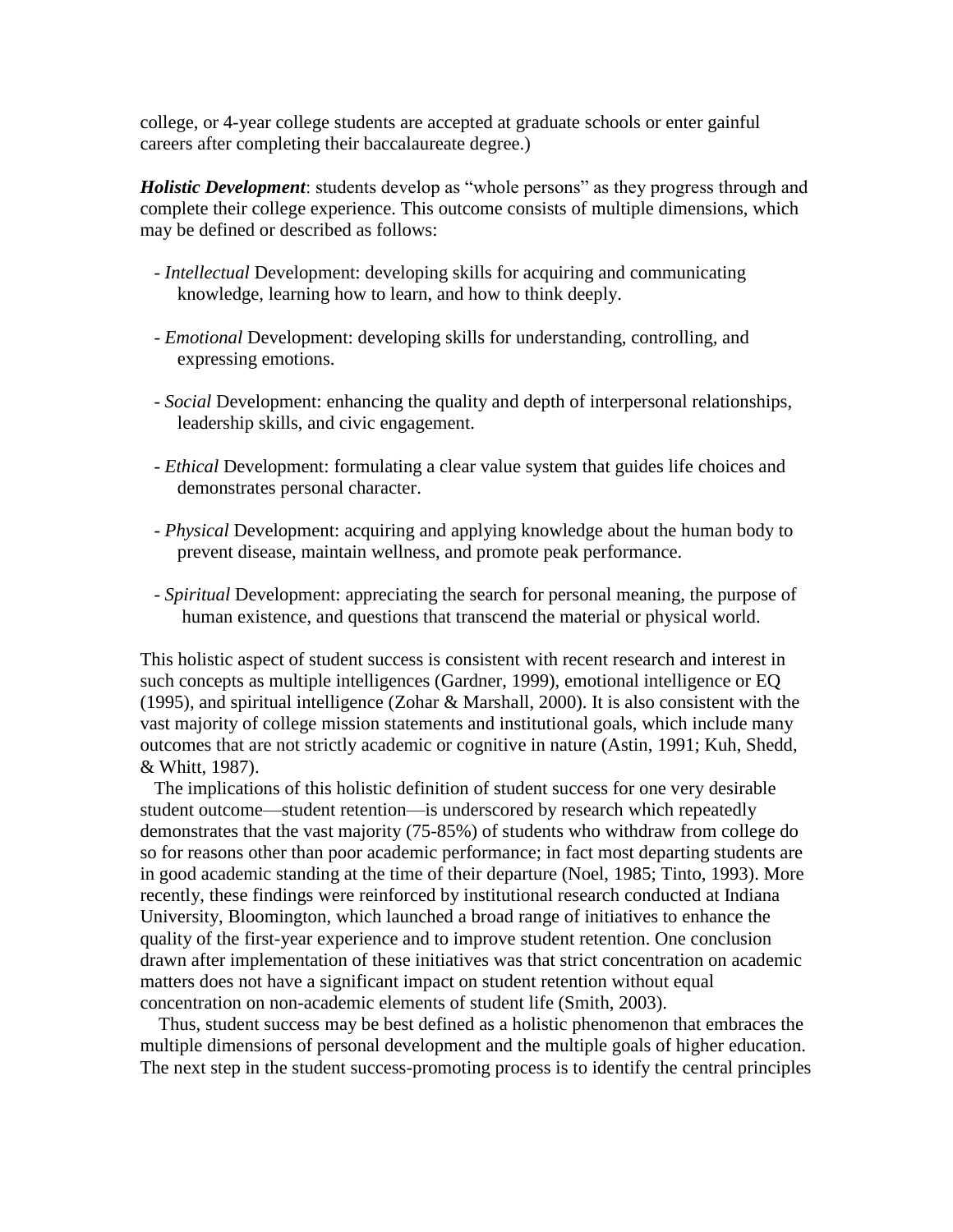college, or 4-year college students are accepted at graduate schools or enter gainful careers after completing their baccalaureate degree.)

***Holistic Development***: students develop as "whole persons" as they progress through and complete their college experience. This outcome consists of multiple dimensions, which may be defined or described as follows:

- *Intellectual* Development: developing skills for acquiring and communicating knowledge, learning how to learn, and how to think deeply.
- *Emotional* Development: developing skills for understanding, controlling, and expressing emotions.
- *Social* Development: enhancing the quality and depth of interpersonal relationships, leadership skills, and civic engagement.
- *Ethical* Development: formulating a clear value system that guides life choices and demonstrates personal character.
- *Physical* Development: acquiring and applying knowledge about the human body to prevent disease, maintain wellness, and promote peak performance.
- *Spiritual* Development: appreciating the search for personal meaning, the purpose of human existence, and questions that transcend the material or physical world.

This holistic aspect of student success is consistent with recent research and interest in such concepts as multiple intelligences (Gardner, 1999), emotional intelligence or EQ (1995), and spiritual intelligence (Zohar & Marshall, 2000). It is also consistent with the vast majority of college mission statements and institutional goals, which include many outcomes that are not strictly academic or cognitive in nature (Astin, 1991; Kuh, Shedd, & Whitt, 1987).

The implications of this holistic definition of student success for one very desirable student outcome—student retention—is underscored by research which repeatedly demonstrates that the vast majority (75-85%) of students who withdraw from college do so for reasons other than poor academic performance; in fact most departing students are in good academic standing at the time of their departure (Noel, 1985; Tinto, 1993). More recently, these findings were reinforced by institutional research conducted at Indiana University, Bloomington, which launched a broad range of initiatives to enhance the quality of the first-year experience and to improve student retention. One conclusion drawn after implementation of these initiatives was that strict concentration on academic matters does not have a significant impact on student retention without equal concentration on non-academic elements of student life (Smith, 2003).

Thus, student success may be best defined as a holistic phenomenon that embraces the multiple dimensions of personal development and the multiple goals of higher education. The next step in the student success-promoting process is to identify the central principles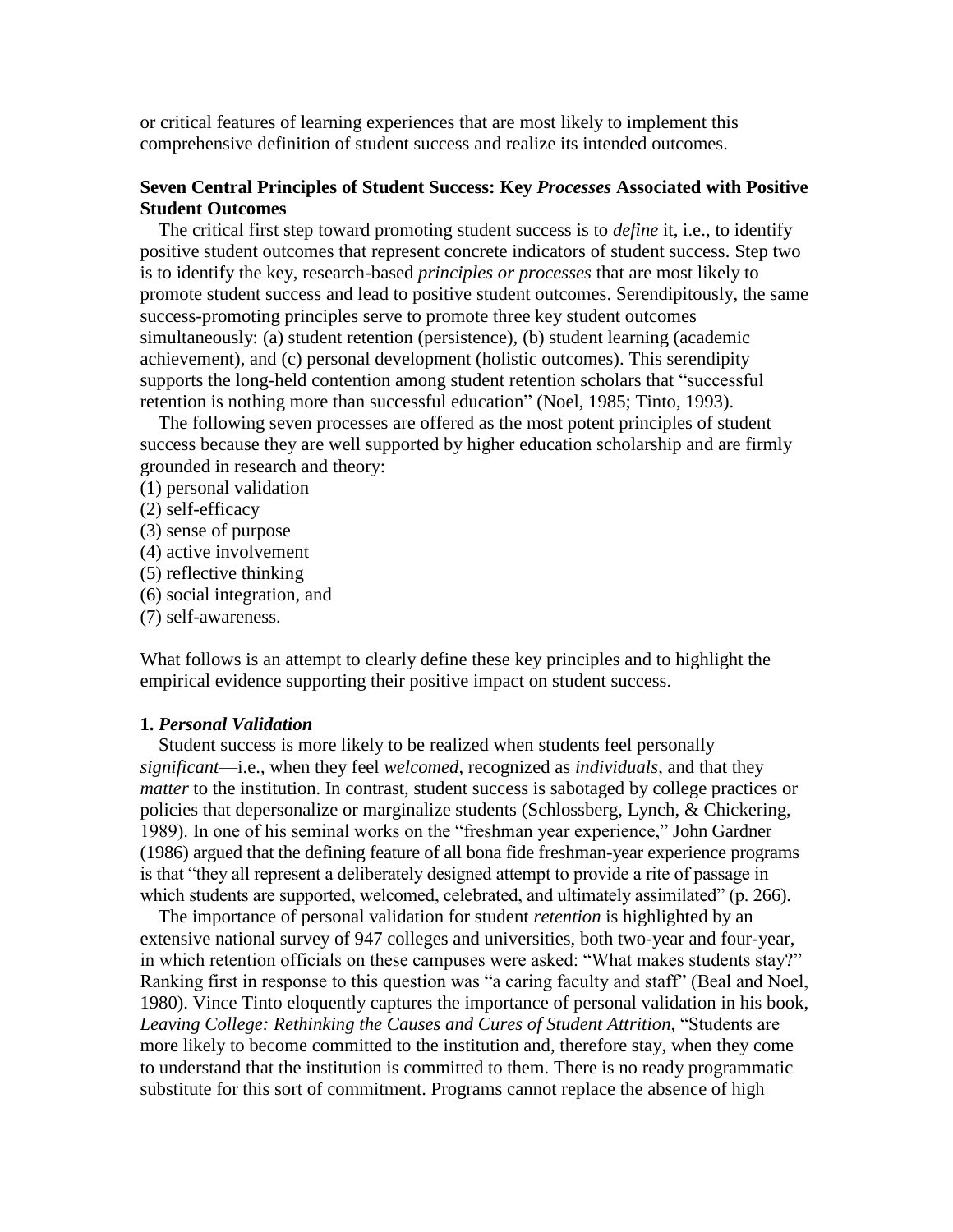or critical features of learning experiences that are most likely to implement this comprehensive definition of student success and realize its intended outcomes.

### Seven Central Principles of Student Success: Key *Processes* Associated with Positive Student Outcomes

The critical first step toward promoting student success is to *define* it, i.e., to identify positive student outcomes that represent concrete indicators of student success. Step two is to identify the key, research-based *principles or processes* that are most likely to promote student success and lead to positive student outcomes. Serendipitously, the same success-promoting principles serve to promote three key student outcomes simultaneously: (a) student retention (persistence), (b) student learning (academic achievement), and (c) personal development (holistic outcomes). This serendipity supports the long-held contention among student retention scholars that "successful retention is nothing more than successful education" (Noel, 1985; Tinto, 1993).

The following seven processes are offered as the most potent principles of student success because they are well supported by higher education scholarship and are firmly grounded in research and theory:

(1) personal validation
(2) self-efficacy
(3) sense of purpose
(4) active involvement
(5) reflective thinking
(6) social integration, and
(7) self-awareness.

What follows is an attempt to clearly define these key principles and to highlight the empirical evidence supporting their positive impact on student success.

#### 1. *Personal Validation*

Student success is more likely to be realized when students feel personally *significant*—i.e., when they feel *welcomed*, recognized as *individuals*, and that they *matter* to the institution. In contrast, student success is sabotaged by college practices or policies that depersonalize or marginalize students (Schlossberg, Lynch, & Chickering, 1989). In one of his seminal works on the "freshman year experience," John Gardner (1986) argued that the defining feature of all bona fide freshman-year experience programs is that "they all represent a deliberately designed attempt to provide a rite of passage in which students are supported, welcomed, celebrated, and ultimately assimilated" (p. 266).

The importance of personal validation for student *retention* is highlighted by an extensive national survey of 947 colleges and universities, both two-year and four-year, in which retention officials on these campuses were asked: "What makes students stay?" Ranking first in response to this question was "a caring faculty and staff" (Beal and Noel, 1980). Vince Tinto eloquently captures the importance of personal validation in his book, *Leaving College: Rethinking the Causes and Cures of Student Attrition*, "Students are more likely to become committed to the institution and, therefore stay, when they come to understand that the institution is committed to them. There is no ready programmatic substitute for this sort of commitment. Programs cannot replace the absence of high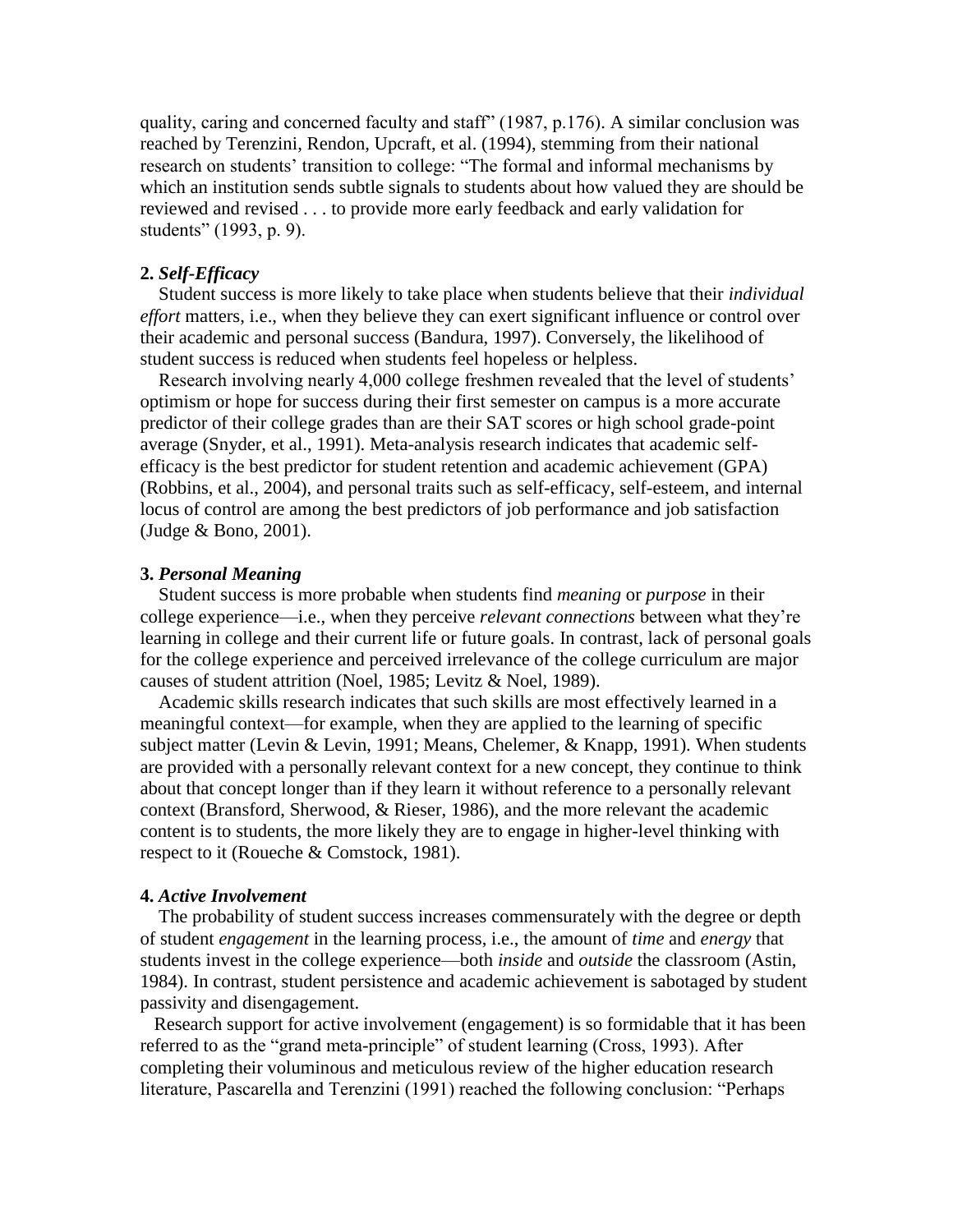quality, caring and concerned faculty and staff" (1987, p.176). A similar conclusion was reached by Terenzini, Rendon, Upcraft, et al. (1994), stemming from their national research on students' transition to college: "The formal and informal mechanisms by which an institution sends subtle signals to students about how valued they are should be reviewed and revised . . . to provide more early feedback and early validation for students" (1993, p. 9).

**2.** ***Self-Efficacy***

Student success is more likely to take place when students believe that their *individual effort* matters, i.e., when they believe they can exert significant influence or control over their academic and personal success (Bandura, 1997). Conversely, the likelihood of student success is reduced when students feel hopeless or helpless.

Research involving nearly 4,000 college freshmen revealed that the level of students' optimism or hope for success during their first semester on campus is a more accurate predictor of their college grades than are their SAT scores or high school grade-point average (Snyder, et al., 1991). Meta-analysis research indicates that academic self-efficacy is the best predictor for student retention and academic achievement (GPA) (Robbins, et al., 2004), and personal traits such as self-efficacy, self-esteem, and internal locus of control are among the best predictors of job performance and job satisfaction (Judge & Bono, 2001).

**3.** ***Personal Meaning***

Student success is more probable when students find *meaning* or *purpose* in their college experience—i.e., when they perceive *relevant connections* between what they're learning in college and their current life or future goals. In contrast, lack of personal goals for the college experience and perceived irrelevance of the college curriculum are major causes of student attrition (Noel, 1985; Levitz & Noel, 1989).

Academic skills research indicates that such skills are most effectively learned in a meaningful context—for example, when they are applied to the learning of specific subject matter (Levin & Levin, 1991; Means, Chelemer, & Knapp, 1991). When students are provided with a personally relevant context for a new concept, they continue to think about that concept longer than if they learn it without reference to a personally relevant context (Bransford, Sherwood, & Rieser, 1986), and the more relevant the academic content is to students, the more likely they are to engage in higher-level thinking with respect to it (Roueche & Comstock, 1981).

**4.** ***Active Involvement***

The probability of student success increases commensurately with the degree or depth of student *engagement* in the learning process, i.e., the amount of *time* and *energy* that students invest in the college experience—both *inside* and *outside* the classroom (Astin, 1984). In contrast, student persistence and academic achievement is sabotaged by student passivity and disengagement.

Research support for active involvement (engagement) is so formidable that it has been referred to as the "grand meta-principle" of student learning (Cross, 1993). After completing their voluminous and meticulous review of the higher education research literature, Pascarella and Terenzini (1991) reached the following conclusion: "Perhaps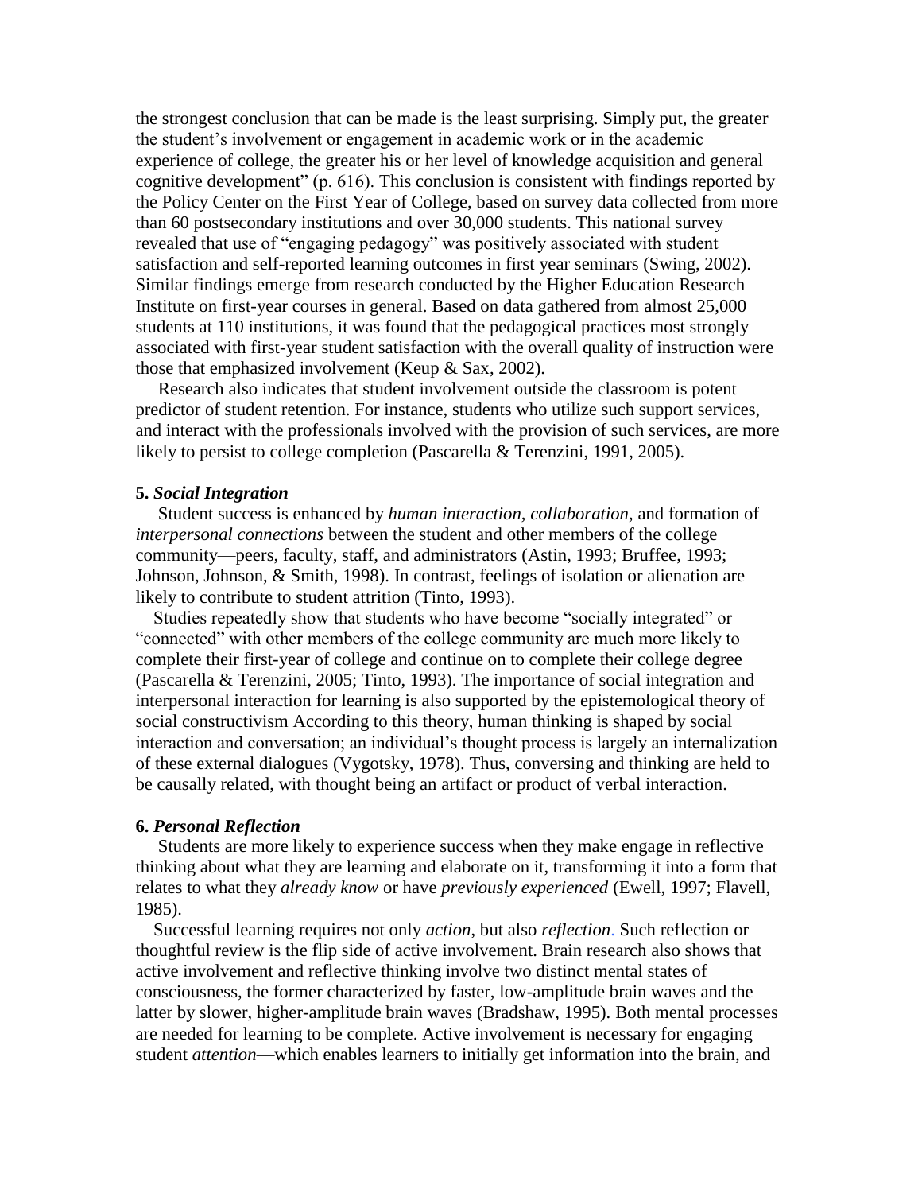the strongest conclusion that can be made is the least surprising. Simply put, the greater the student's involvement or engagement in academic work or in the academic experience of college, the greater his or her level of knowledge acquisition and general cognitive development" (p. 616). This conclusion is consistent with findings reported by the Policy Center on the First Year of College, based on survey data collected from more than 60 postsecondary institutions and over 30,000 students. This national survey revealed that use of "engaging pedagogy" was positively associated with student satisfaction and self-reported learning outcomes in first year seminars (Swing, 2002). Similar findings emerge from research conducted by the Higher Education Research Institute on first-year courses in general. Based on data gathered from almost 25,000 students at 110 institutions, it was found that the pedagogical practices most strongly associated with first-year student satisfaction with the overall quality of instruction were those that emphasized involvement (Keup & Sax, 2002).

Research also indicates that student involvement outside the classroom is potent predictor of student retention. For instance, students who utilize such support services, and interact with the professionals involved with the provision of such services, are more likely to persist to college completion (Pascarella & Terenzini, 1991, 2005).

**5. *Social Integration***

Student success is enhanced by *human interaction, collaboration,* and formation of *interpersonal connections* between the student and other members of the college community—peers, faculty, staff, and administrators (Astin, 1993; Bruffee, 1993; Johnson, Johnson, & Smith, 1998). In contrast, feelings of isolation or alienation are likely to contribute to student attrition (Tinto, 1993).

Studies repeatedly show that students who have become "socially integrated" or "connected" with other members of the college community are much more likely to complete their first-year of college and continue on to complete their college degree (Pascarella & Terenzini, 2005; Tinto, 1993). The importance of social integration and interpersonal interaction for learning is also supported by the epistemological theory of social constructivism According to this theory, human thinking is shaped by social interaction and conversation; an individual's thought process is largely an internalization of these external dialogues (Vygotsky, 1978). Thus, conversing and thinking are held to be causally related, with thought being an artifact or product of verbal interaction.

**6. *Personal Reflection***

Students are more likely to experience success when they make engage in reflective thinking about what they are learning and elaborate on it, transforming it into a form that relates to what they *already know* or have *previously experienced* (Ewell, 1997; Flavell, 1985).

Successful learning requires not only *action*, but also *reflection*. Such reflection or thoughtful review is the flip side of active involvement. Brain research also shows that active involvement and reflective thinking involve two distinct mental states of consciousness, the former characterized by faster, low-amplitude brain waves and the latter by slower, higher-amplitude brain waves (Bradshaw, 1995). Both mental processes are needed for learning to be complete. Active involvement is necessary for engaging student *attention*—which enables learners to initially get information into the brain, and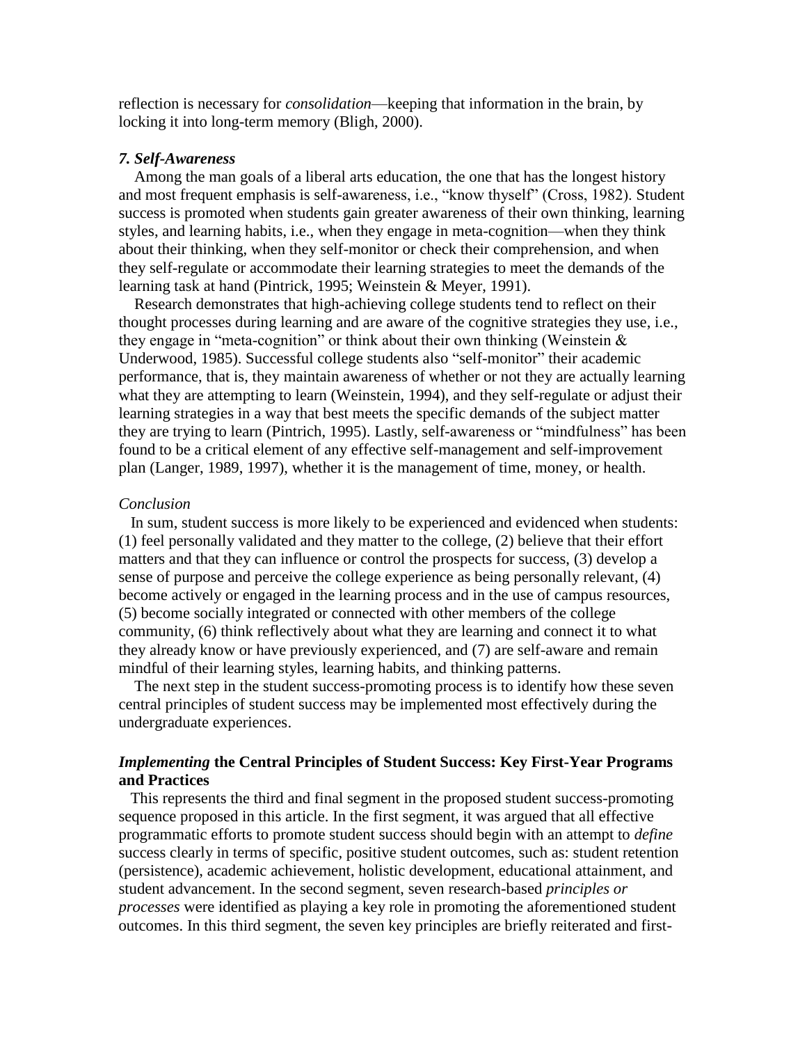reflection is necessary for *consolidation*—keeping that information in the brain, by locking it into long-term memory (Bligh, 2000).

### *7. Self-Awareness*

Among the man goals of a liberal arts education, the one that has the longest history and most frequent emphasis is self-awareness, i.e., "know thyself" (Cross, 1982). Student success is promoted when students gain greater awareness of their own thinking, learning styles, and learning habits, i.e., when they engage in meta-cognition—when they think about their thinking, when they self-monitor or check their comprehension, and when they self-regulate or accommodate their learning strategies to meet the demands of the learning task at hand (Pintrick, 1995; Weinstein & Meyer, 1991).

Research demonstrates that high-achieving college students tend to reflect on their thought processes during learning and are aware of the cognitive strategies they use, i.e., they engage in "meta-cognition" or think about their own thinking (Weinstein & Underwood, 1985). Successful college students also "self-monitor" their academic performance, that is, they maintain awareness of whether or not they are actually learning what they are attempting to learn (Weinstein, 1994), and they self-regulate or adjust their learning strategies in a way that best meets the specific demands of the subject matter they are trying to learn (Pintrich, 1995). Lastly, self-awareness or "mindfulness" has been found to be a critical element of any effective self-management and self-improvement plan (Langer, 1989, 1997), whether it is the management of time, money, or health.

### *Conclusion*

In sum, student success is more likely to be experienced and evidenced when students: (1) feel personally validated and they matter to the college, (2) believe that their effort matters and that they can influence or control the prospects for success, (3) develop a sense of purpose and perceive the college experience as being personally relevant, (4) become actively or engaged in the learning process and in the use of campus resources, (5) become socially integrated or connected with other members of the college community, (6) think reflectively about what they are learning and connect it to what they already know or have previously experienced, and (7) are self-aware and remain mindful of their learning styles, learning habits, and thinking patterns.

The next step in the student success-promoting process is to identify how these seven central principles of student success may be implemented most effectively during the undergraduate experiences.

## ***Implementing*** **the Central Principles of Student Success: Key First-Year Programs and Practices**

This represents the third and final segment in the proposed student success-promoting sequence proposed in this article. In the first segment, it was argued that all effective programmatic efforts to promote student success should begin with an attempt to *define* success clearly in terms of specific, positive student outcomes, such as: student retention (persistence), academic achievement, holistic development, educational attainment, and student advancement. In the second segment, seven research-based *principles or processes* were identified as playing a key role in promoting the aforementioned student outcomes. In this third segment, the seven key principles are briefly reiterated and first-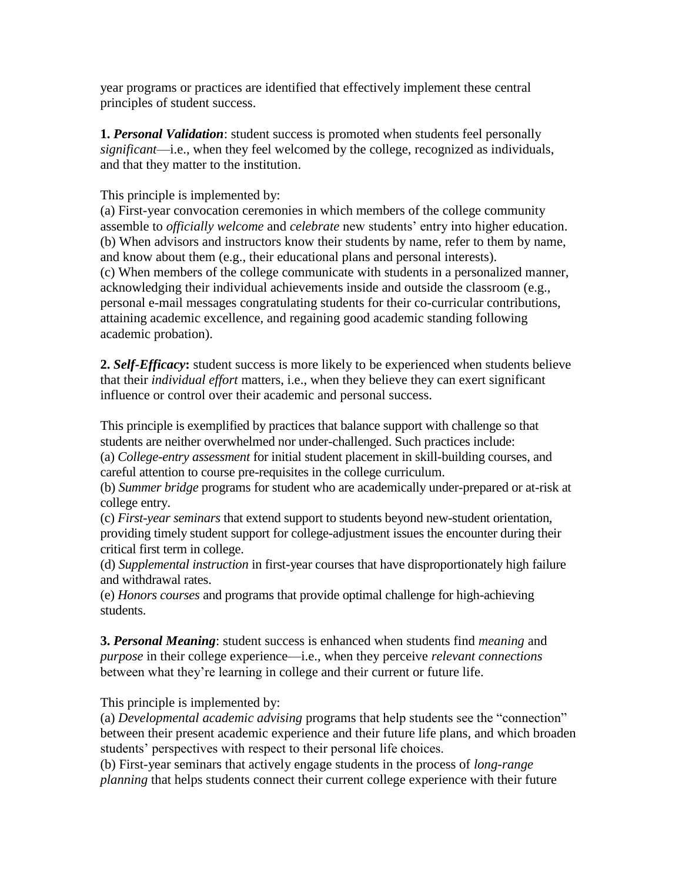year programs or practices are identified that effectively implement these central principles of student success.

**1. *Personal Validation***: student success is promoted when students feel personally *significant*—i.e., when they feel welcomed by the college, recognized as individuals, and that they matter to the institution.

This principle is implemented by:
(a) First-year convocation ceremonies in which members of the college community assemble to *officially welcome* and *celebrate* new students' entry into higher education.
(b) When advisors and instructors know their students by name, refer to them by name, and know about them (e.g., their educational plans and personal interests).
(c) When members of the college communicate with students in a personalized manner, acknowledging their individual achievements inside and outside the classroom (e.g., personal e-mail messages congratulating students for their co-curricular contributions, attaining academic excellence, and regaining good academic standing following academic probation).

**2. *Self-Efficacy*:** student success is more likely to be experienced when students believe that their *individual effort* matters, i.e., when they believe they can exert significant influence or control over their academic and personal success.

This principle is exemplified by practices that balance support with challenge so that students are neither overwhelmed nor under-challenged. Such practices include:
(a) *College-entry assessment* for initial student placement in skill-building courses, and careful attention to course pre-requisites in the college curriculum.
(b) *Summer bridge* programs for student who are academically under-prepared or at-risk at college entry.
(c) *First-year seminars* that extend support to students beyond new-student orientation, providing timely student support for college-adjustment issues the encounter during their critical first term in college.
(d) *Supplemental instruction* in first-year courses that have disproportionately high failure and withdrawal rates.
(e) *Honors courses* and programs that provide optimal challenge for high-achieving students.

**3. *Personal Meaning***: student success is enhanced when students find *meaning* and *purpose* in their college experience—i.e., when they perceive *relevant connections* between what they're learning in college and their current or future life.

This principle is implemented by:
(a) *Developmental academic advising* programs that help students see the "connection" between their present academic experience and their future life plans, and which broaden students' perspectives with respect to their personal life choices.
(b) First-year seminars that actively engage students in the process of *long-range planning* that helps students connect their current college experience with their future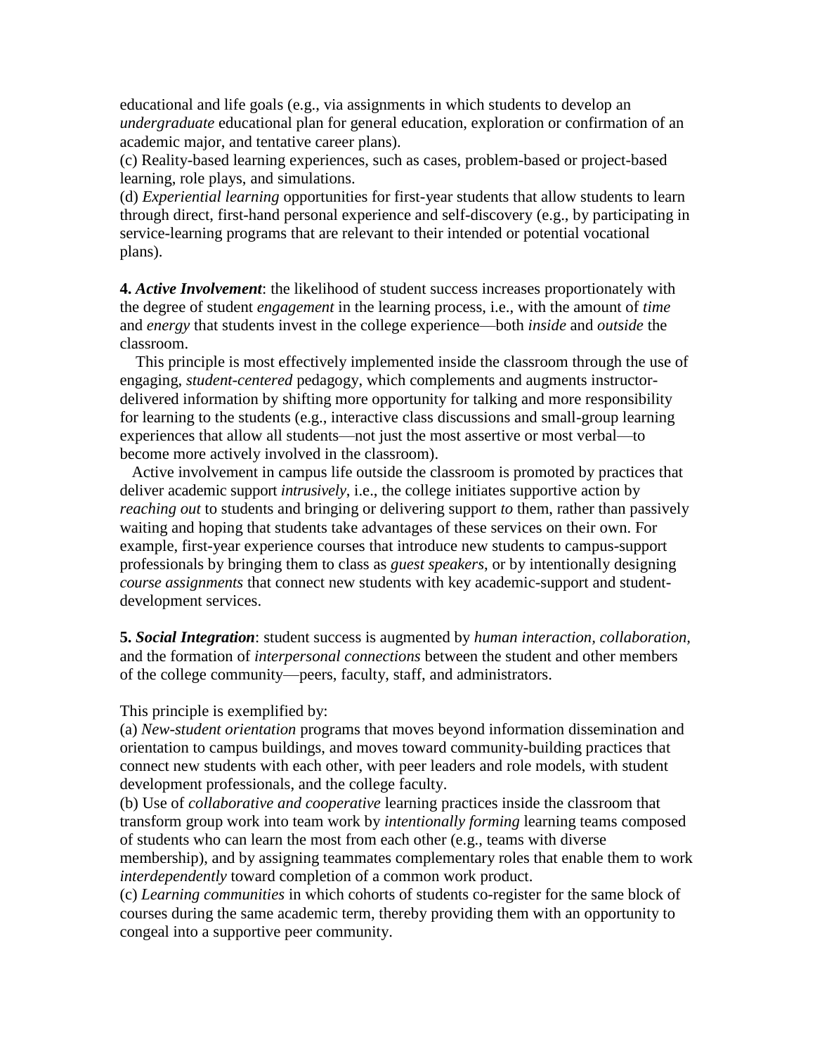educational and life goals (e.g., via assignments in which students to develop an *undergraduate* educational plan for general education, exploration or confirmation of an academic major, and tentative career plans).
(c) Reality-based learning experiences, such as cases, problem-based or project-based learning, role plays, and simulations.
(d) *Experiential learning* opportunities for first-year students that allow students to learn through direct, first-hand personal experience and self-discovery (e.g., by participating in service-learning programs that are relevant to their intended or potential vocational plans).

**4.** ***Active Involvement***: the likelihood of student success increases proportionately with the degree of student *engagement* in the learning process, i.e., with the amount of *time* and *energy* that students invest in the college experience—both *inside* and *outside* the classroom.

This principle is most effectively implemented inside the classroom through the use of engaging, *student-centered* pedagogy, which complements and augments instructor-delivered information by shifting more opportunity for talking and more responsibility for learning to the students (e.g., interactive class discussions and small-group learning experiences that allow all students—not just the most assertive or most verbal—to become more actively involved in the classroom).

Active involvement in campus life outside the classroom is promoted by practices that deliver academic support *intrusively*, i.e., the college initiates supportive action by *reaching out* to students and bringing or delivering support *to* them, rather than passively waiting and hoping that students take advantages of these services on their own. For example, first-year experience courses that introduce new students to campus-support professionals by bringing them to class as *guest speakers*, or by intentionally designing *course assignments* that connect new students with key academic-support and student-development services.

**5.** ***Social Integration***: student success is augmented by *human interaction, collaboration*, and the formation of *interpersonal connections* between the student and other members of the college community—peers, faculty, staff, and administrators.

This principle is exemplified by:
(a) *New-student orientation* programs that moves beyond information dissemination and orientation to campus buildings, and moves toward community-building practices that connect new students with each other, with peer leaders and role models, with student development professionals, and the college faculty.
(b) Use of *collaborative and cooperative* learning practices inside the classroom that transform group work into team work by *intentionally forming* learning teams composed of students who can learn the most from each other (e.g., teams with diverse membership), and by assigning teammates complementary roles that enable them to work *interdependently* toward completion of a common work product.
(c) *Learning communities* in which cohorts of students co-register for the same block of courses during the same academic term, thereby providing them with an opportunity to congeal into a supportive peer community.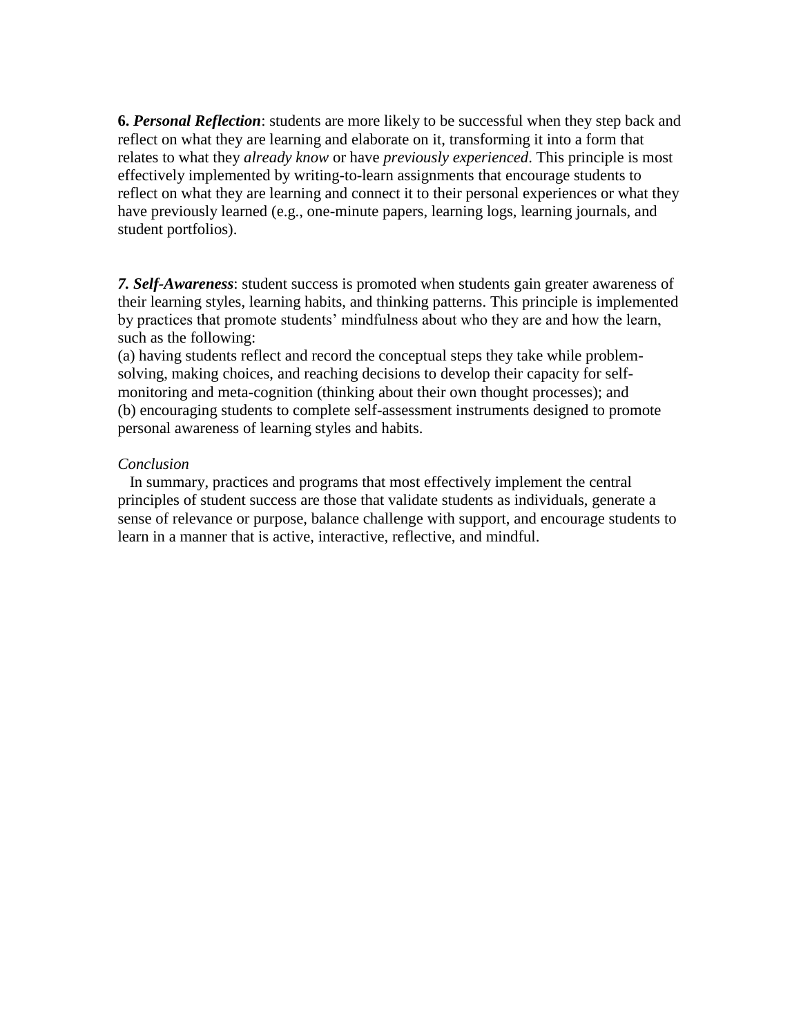**6. *Personal Reflection***: students are more likely to be successful when they step back and reflect on what they are learning and elaborate on it, transforming it into a form that relates to what they *already know* or have *previously experienced*. This principle is most effectively implemented by writing-to-learn assignments that encourage students to reflect on what they are learning and connect it to their personal experiences or what they have previously learned (e.g., one-minute papers, learning logs, learning journals, and student portfolios).

***7. Self-Awareness***: student success is promoted when students gain greater awareness of their learning styles, learning habits, and thinking patterns. This principle is implemented by practices that promote students' mindfulness about who they are and how the learn, such as the following:
(a) having students reflect and record the conceptual steps they take while problem-solving, making choices, and reaching decisions to develop their capacity for self-monitoring and meta-cognition (thinking about their own thought processes); and
(b) encouraging students to complete self-assessment instruments designed to promote personal awareness of learning styles and habits.

*Conclusion*

In summary, practices and programs that most effectively implement the central principles of student success are those that validate students as individuals, generate a sense of relevance or purpose, balance challenge with support, and encourage students to learn in a manner that is active, interactive, reflective, and mindful.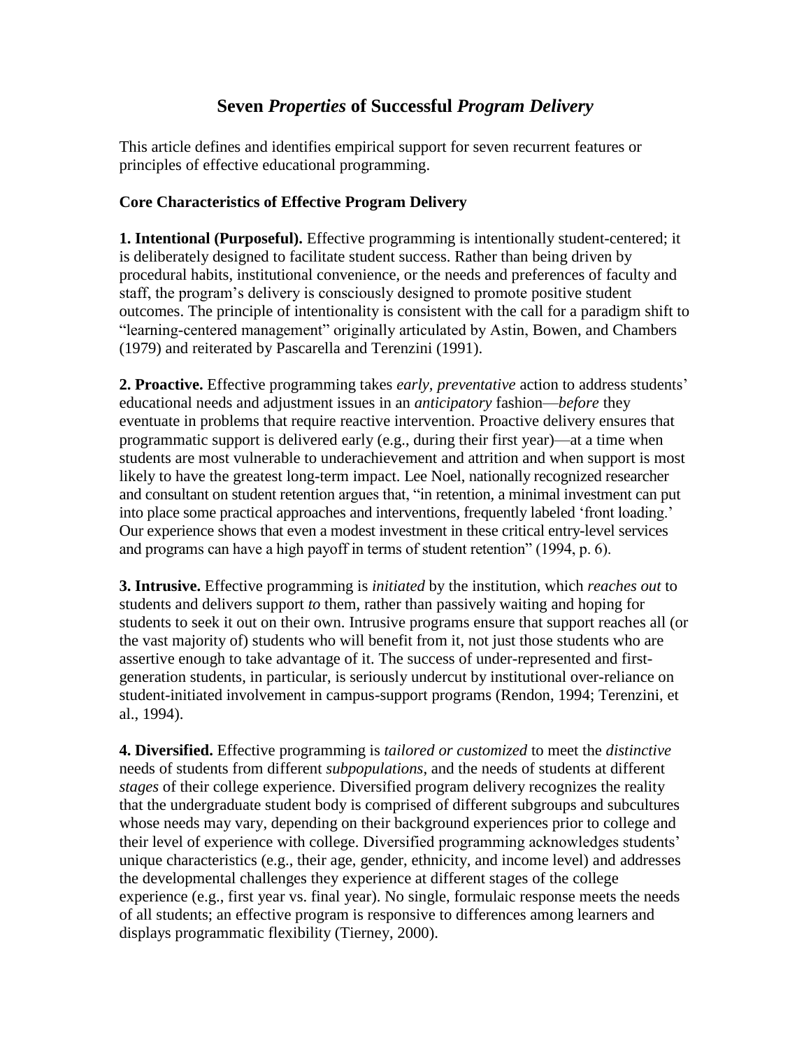# Seven *Properties* of Successful *Program Delivery*

This article defines and identifies empirical support for seven recurrent features or principles of effective educational programming.

### Core Characteristics of Effective Program Delivery

**1. Intentional (Purposeful).** Effective programming is intentionally student-centered; it is deliberately designed to facilitate student success. Rather than being driven by procedural habits, institutional convenience, or the needs and preferences of faculty and staff, the program's delivery is consciously designed to promote positive student outcomes. The principle of intentionality is consistent with the call for a paradigm shift to "learning-centered management" originally articulated by Astin, Bowen, and Chambers (1979) and reiterated by Pascarella and Terenzini (1991).

**2. Proactive.** Effective programming takes *early, preventative* action to address students' educational needs and adjustment issues in an *anticipatory* fashion—*before* they eventuate in problems that require reactive intervention. Proactive delivery ensures that programmatic support is delivered early (e.g., during their first year)—at a time when students are most vulnerable to underachievement and attrition and when support is most likely to have the greatest long-term impact. Lee Noel, nationally recognized researcher and consultant on student retention argues that, "in retention, a minimal investment can put into place some practical approaches and interventions, frequently labeled 'front loading.' Our experience shows that even a modest investment in these critical entry-level services and programs can have a high payoff in terms of student retention" (1994, p. 6).

**3. Intrusive.** Effective programming is *initiated* by the institution, which *reaches out* to students and delivers support *to* them, rather than passively waiting and hoping for students to seek it out on their own. Intrusive programs ensure that support reaches all (or the vast majority of) students who will benefit from it, not just those students who are assertive enough to take advantage of it. The success of under-represented and first-generation students, in particular, is seriously undercut by institutional over-reliance on student-initiated involvement in campus-support programs (Rendon, 1994; Terenzini, et al., 1994).

**4. Diversified.** Effective programming is *tailored or customized* to meet the *distinctive* needs of students from different *subpopulations*, and the needs of students at different *stages* of their college experience. Diversified program delivery recognizes the reality that the undergraduate student body is comprised of different subgroups and subcultures whose needs may vary, depending on their background experiences prior to college and their level of experience with college. Diversified programming acknowledges students' unique characteristics (e.g., their age, gender, ethnicity, and income level) and addresses the developmental challenges they experience at different stages of the college experience (e.g., first year vs. final year). No single, formulaic response meets the needs of all students; an effective program is responsive to differences among learners and displays programmatic flexibility (Tierney, 2000).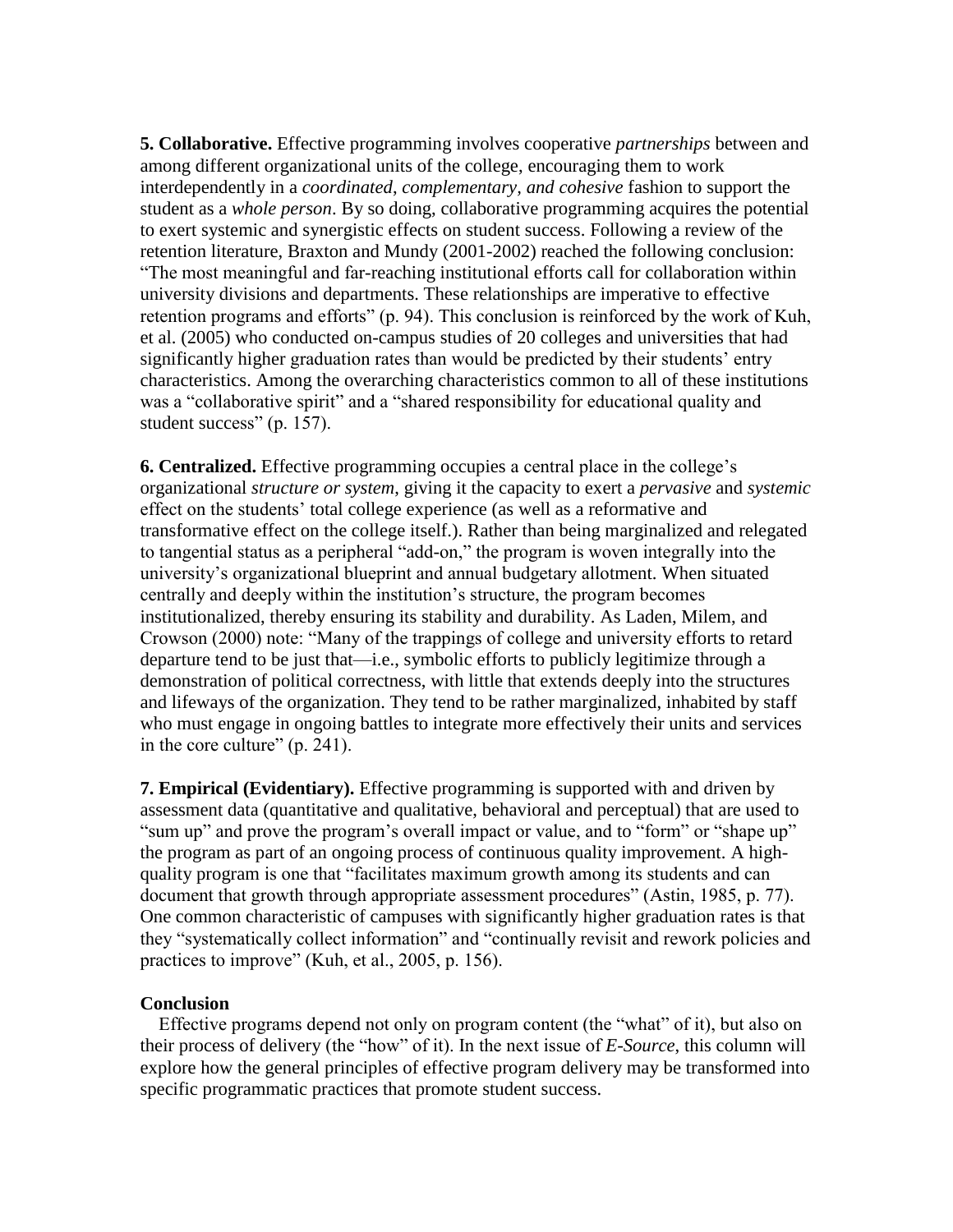**5. Collaborative.** Effective programming involves cooperative *partnerships* between and among different organizational units of the college, encouraging them to work interdependently in a *coordinated*, *complementary, and cohesive* fashion to support the student as a *whole person*. By so doing, collaborative programming acquires the potential to exert systemic and synergistic effects on student success. Following a review of the retention literature, Braxton and Mundy (2001-2002) reached the following conclusion: "The most meaningful and far-reaching institutional efforts call for collaboration within university divisions and departments. These relationships are imperative to effective retention programs and efforts" (p. 94). This conclusion is reinforced by the work of Kuh, et al. (2005) who conducted on-campus studies of 20 colleges and universities that had significantly higher graduation rates than would be predicted by their students' entry characteristics. Among the overarching characteristics common to all of these institutions was a "collaborative spirit" and a "shared responsibility for educational quality and student success" (p. 157).

**6. Centralized.** Effective programming occupies a central place in the college's organizational *structure or system*, giving it the capacity to exert a *pervasive* and *systemic* effect on the students' total college experience (as well as a reformative and transformative effect on the college itself.). Rather than being marginalized and relegated to tangential status as a peripheral "add-on," the program is woven integrally into the university's organizational blueprint and annual budgetary allotment. When situated centrally and deeply within the institution's structure, the program becomes institutionalized, thereby ensuring its stability and durability. As Laden, Milem, and Crowson (2000) note: "Many of the trappings of college and university efforts to retard departure tend to be just that—i.e., symbolic efforts to publicly legitimize through a demonstration of political correctness, with little that extends deeply into the structures and lifeways of the organization. They tend to be rather marginalized, inhabited by staff who must engage in ongoing battles to integrate more effectively their units and services in the core culture" (p. 241).

**7. Empirical (Evidentiary).** Effective programming is supported with and driven by assessment data (quantitative and qualitative, behavioral and perceptual) that are used to "sum up" and prove the program's overall impact or value, and to "form" or "shape up" the program as part of an ongoing process of continuous quality improvement. A high-quality program is one that "facilitates maximum growth among its students and can document that growth through appropriate assessment procedures" (Astin, 1985, p. 77). One common characteristic of campuses with significantly higher graduation rates is that they "systematically collect information" and "continually revisit and rework policies and practices to improve" (Kuh, et al., 2005, p. 156).

**Conclusion**

Effective programs depend not only on program content (the "what" of it), but also on their process of delivery (the "how" of it). In the next issue of *E-Source*, this column will explore how the general principles of effective program delivery may be transformed into specific programmatic practices that promote student success.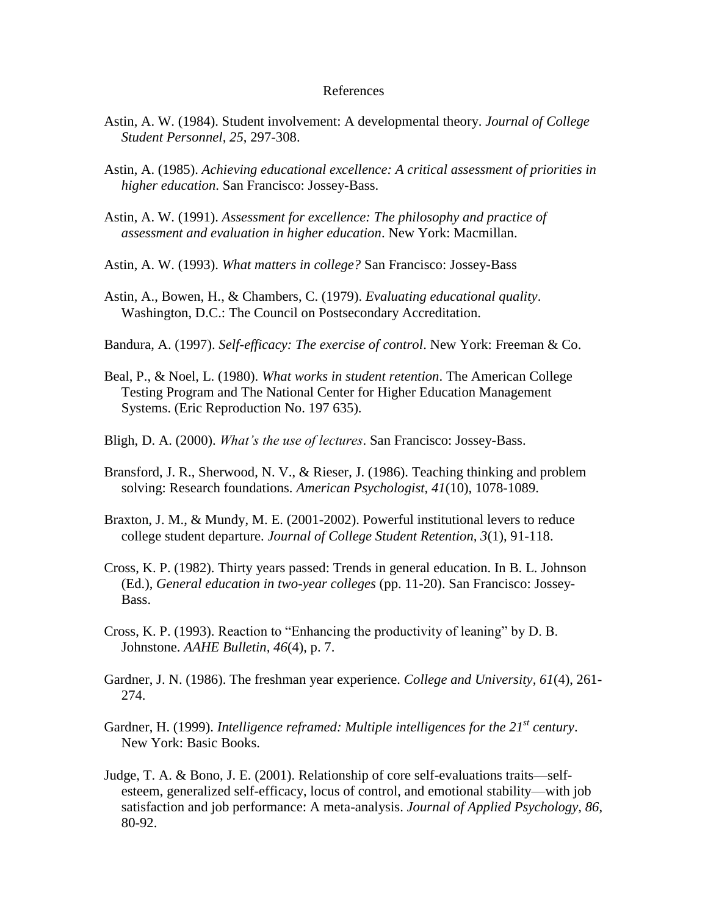# References

Astin, A. W. (1984). Student involvement: A developmental theory. *Journal of College Student Personnel, 25*, 297-308.

Astin, A. (1985). *Achieving educational excellence: A critical assessment of priorities in higher education*. San Francisco: Jossey-Bass.

Astin, A. W. (1991). *Assessment for excellence: The philosophy and practice of assessment and evaluation in higher education*. New York: Macmillan.

Astin, A. W. (1993). *What matters in college?* San Francisco: Jossey-Bass

Astin, A., Bowen, H., & Chambers, C. (1979). *Evaluating educational quality*. Washington, D.C.: The Council on Postsecondary Accreditation.

Bandura, A. (1997). *Self-efficacy: The exercise of control*. New York: Freeman & Co.

Beal, P., & Noel, L. (1980). *What works in student retention*. The American College Testing Program and The National Center for Higher Education Management Systems. (Eric Reproduction No. 197 635).

Bligh, D. A. (2000). *What's the use of lectures*. San Francisco: Jossey-Bass.

Bransford, J. R., Sherwood, N. V., & Rieser, J. (1986). Teaching thinking and problem solving: Research foundations. *American Psychologist, 41*(10), 1078-1089.

Braxton, J. M., & Mundy, M. E. (2001-2002). Powerful institutional levers to reduce college student departure. *Journal of College Student Retention, 3*(1), 91-118.

Cross, K. P. (1982). Thirty years passed: Trends in general education. In B. L. Johnson (Ed.), *General education in two-year colleges* (pp. 11-20). San Francisco: Jossey-Bass.

Cross, K. P. (1993). Reaction to "Enhancing the productivity of leaning" by D. B. Johnstone. *AAHE Bulletin, 46*(4), p. 7.

Gardner, J. N. (1986). The freshman year experience. *College and University, 61*(4), 261-274.

Gardner, H. (1999). *Intelligence reframed: Multiple intelligences for the 21st century*. New York: Basic Books.

Judge, T. A. & Bono, J. E. (2001). Relationship of core self-evaluations traits—self-esteem, generalized self-efficacy, locus of control, and emotional stability—with job satisfaction and job performance: A meta-analysis. *Journal of Applied Psychology, 86*, 80-92.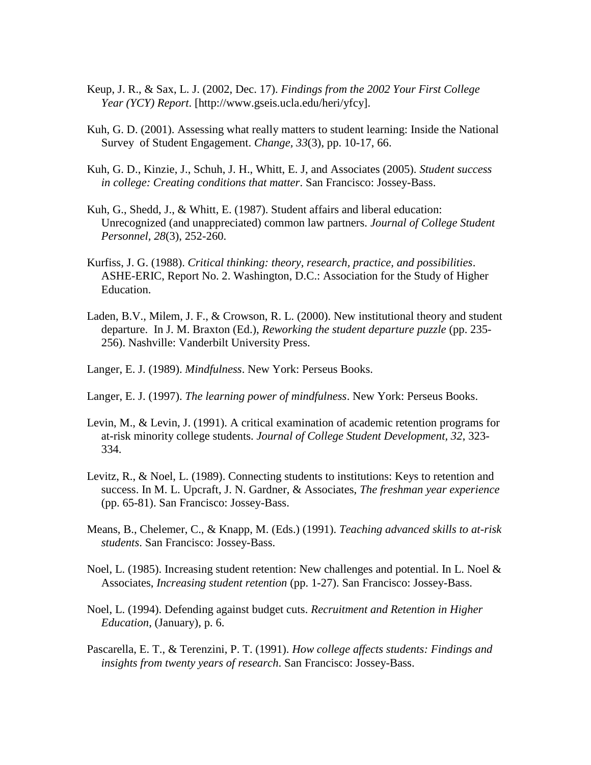Keup, J. R., & Sax, L. J. (2002, Dec. 17). *Findings from the 2002 Your First College Year (YCY) Report*. [http://www.gseis.ucla.edu/heri/yfcy].

Kuh, G. D. (2001). Assessing what really matters to student learning: Inside the National Survey of Student Engagement. *Change, 33*(3), pp. 10-17, 66.

Kuh, G. D., Kinzie, J., Schuh, J. H., Whitt, E. J, and Associates (2005). *Student success in college: Creating conditions that matter*. San Francisco: Jossey-Bass.

Kuh, G., Shedd, J., & Whitt, E. (1987). Student affairs and liberal education: Unrecognized (and unappreciated) common law partners. *Journal of College Student Personnel, 28*(3), 252-260.

Kurfiss, J. G. (1988). *Critical thinking: theory, research, practice, and possibilities*. ASHE-ERIC, Report No. 2. Washington, D.C.: Association for the Study of Higher Education.

Laden, B.V., Milem, J. F., & Crowson, R. L. (2000). New institutional theory and student departure. In J. M. Braxton (Ed.), *Reworking the student departure puzzle* (pp. 235-256). Nashville: Vanderbilt University Press.

Langer, E. J. (1989). *Mindfulness*. New York: Perseus Books.

Langer, E. J. (1997). *The learning power of mindfulness*. New York: Perseus Books.

Levin, M., & Levin, J. (1991). A critical examination of academic retention programs for at-risk minority college students. *Journal of College Student Development, 32*, 323-334.

Levitz, R., & Noel, L. (1989). Connecting students to institutions: Keys to retention and success. In M. L. Upcraft, J. N. Gardner, & Associates, *The freshman year experience* (pp. 65-81). San Francisco: Jossey-Bass.

Means, B., Chelemer, C., & Knapp, M. (Eds.) (1991). *Teaching advanced skills to at-risk students*. San Francisco: Jossey-Bass.

Noel, L. (1985). Increasing student retention: New challenges and potential. In L. Noel & Associates, *Increasing student retention* (pp. 1-27). San Francisco: Jossey-Bass.

Noel, L. (1994). Defending against budget cuts. *Recruitment and Retention in Higher Education*, (January), p. 6.

Pascarella, E. T., & Terenzini, P. T. (1991). *How college affects students: Findings and insights from twenty years of research*. San Francisco: Jossey-Bass.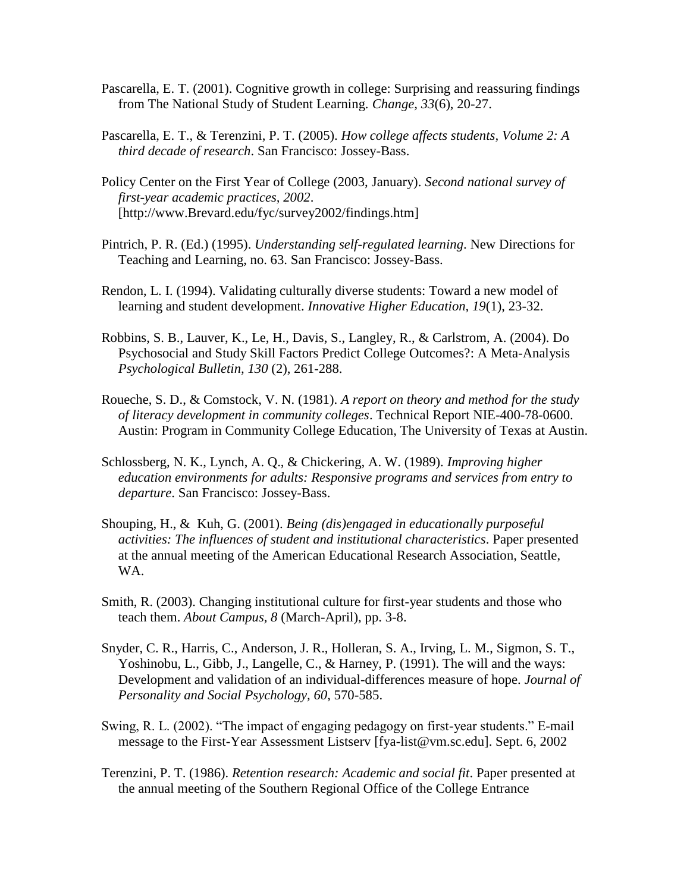Pascarella, E. T. (2001). Cognitive growth in college: Surprising and reassuring findings from The National Study of Student Learning. *Change, 33*(6), 20-27.

Pascarella, E. T., & Terenzini, P. T. (2005). *How college affects students, Volume 2: A third decade of research*. San Francisco: Jossey-Bass.

Policy Center on the First Year of College (2003, January). *Second national survey of first-year academic practices, 2002*. [http://www.Brevard.edu/fyc/survey2002/findings.htm]

Pintrich, P. R. (Ed.) (1995). *Understanding self-regulated learning*. New Directions for Teaching and Learning, no. 63. San Francisco: Jossey-Bass.

Rendon, L. I. (1994). Validating culturally diverse students: Toward a new model of learning and student development. *Innovative Higher Education, 19*(1), 23-32.

Robbins, S. B., Lauver, K., Le, H., Davis, S., Langley, R., & Carlstrom, A. (2004). Do Psychosocial and Study Skill Factors Predict College Outcomes?: A Meta-Analysis *Psychological Bulletin, 130* (2), 261-288.

Roueche, S. D., & Comstock, V. N. (1981). *A report on theory and method for the study of literacy development in community colleges*. Technical Report NIE-400-78-0600. Austin: Program in Community College Education, The University of Texas at Austin.

Schlossberg, N. K., Lynch, A. Q., & Chickering, A. W. (1989). *Improving higher education environments for adults: Responsive programs and services from entry to departure*. San Francisco: Jossey-Bass.

Shouping, H., & Kuh, G. (2001). *Being (dis)engaged in educationally purposeful activities: The influences of student and institutional characteristics*. Paper presented at the annual meeting of the American Educational Research Association, Seattle, WA.

Smith, R. (2003). Changing institutional culture for first-year students and those who teach them. *About Campus, 8* (March-April), pp. 3-8.

Snyder, C. R., Harris, C., Anderson, J. R., Holleran, S. A., Irving, L. M., Sigmon, S. T., Yoshinobu, L., Gibb, J., Langelle, C., & Harney, P. (1991). The will and the ways: Development and validation of an individual-differences measure of hope. *Journal of Personality and Social Psychology, 60*, 570-585.

Swing, R. L. (2002). "The impact of engaging pedagogy on first-year students." E-mail message to the First-Year Assessment Listserv [fya-list@vm.sc.edu]. Sept. 6, 2002

Terenzini, P. T. (1986). *Retention research: Academic and social fit*. Paper presented at the annual meeting of the Southern Regional Office of the College Entrance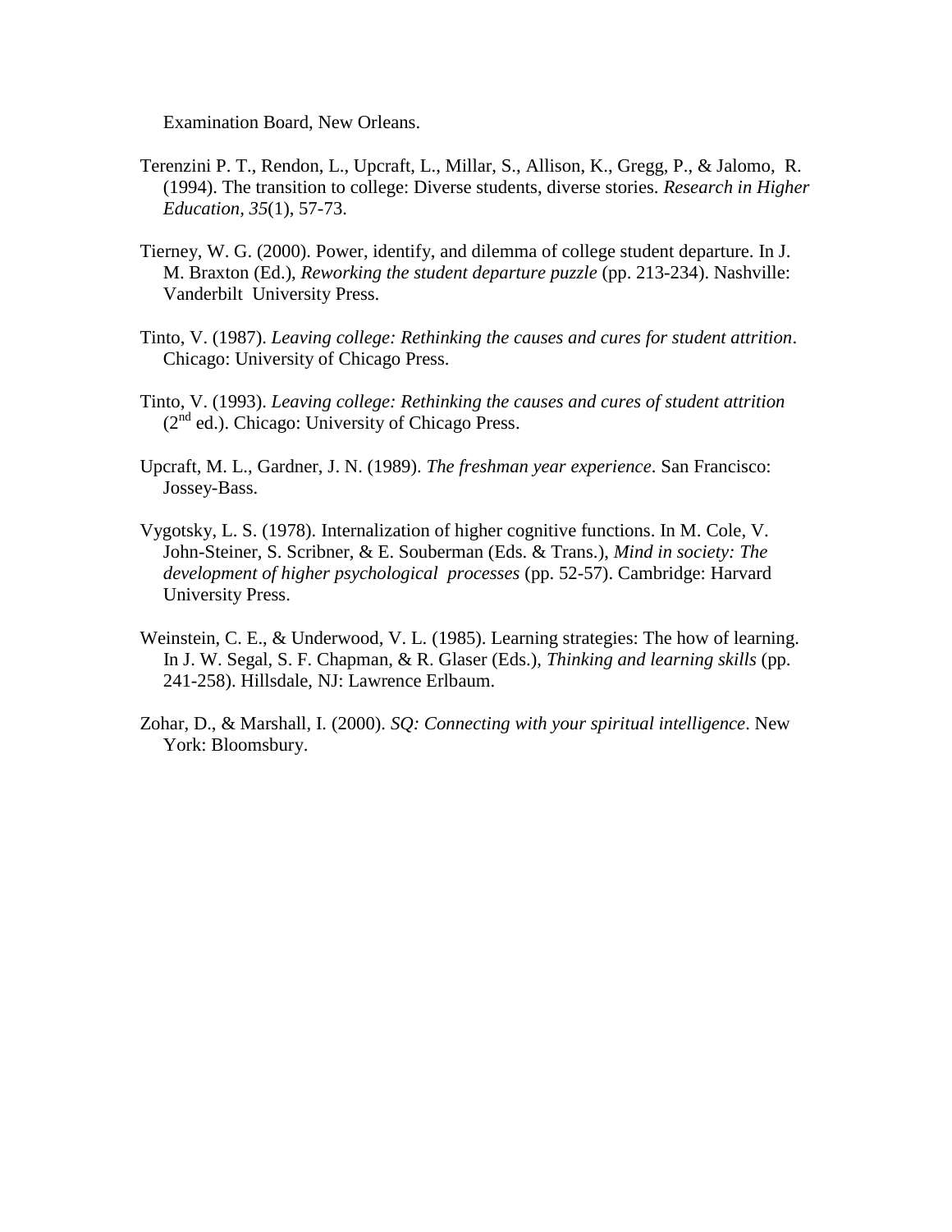Examination Board, New Orleans.

Terenzini P. T., Rendon, L., Upcraft, L., Millar, S., Allison, K., Gregg, P., & Jalomo, R. (1994). The transition to college: Diverse students, diverse stories. *Research in Higher Education, 35*(1), 57-73.

Tierney, W. G. (2000). Power, identify, and dilemma of college student departure. In J. M. Braxton (Ed.), *Reworking the student departure puzzle* (pp. 213-234). Nashville: Vanderbilt University Press.

Tinto, V. (1987). *Leaving college: Rethinking the causes and cures for student attrition*. Chicago: University of Chicago Press.

Tinto, V. (1993). *Leaving college: Rethinking the causes and cures of student attrition* (2nd ed.). Chicago: University of Chicago Press.

Upcraft, M. L., Gardner, J. N. (1989). *The freshman year experience*. San Francisco: Jossey-Bass.

Vygotsky, L. S. (1978). Internalization of higher cognitive functions. In M. Cole, V. John-Steiner, S. Scribner, & E. Souberman (Eds. & Trans.), *Mind in society: The development of higher psychological processes* (pp. 52-57). Cambridge: Harvard University Press.

Weinstein, C. E., & Underwood, V. L. (1985). Learning strategies: The how of learning. In J. W. Segal, S. F. Chapman, & R. Glaser (Eds.), *Thinking and learning skills* (pp. 241-258). Hillsdale, NJ: Lawrence Erlbaum.

Zohar, D., & Marshall, I. (2000). *SQ: Connecting with your spiritual intelligence*. New York: Bloomsbury.